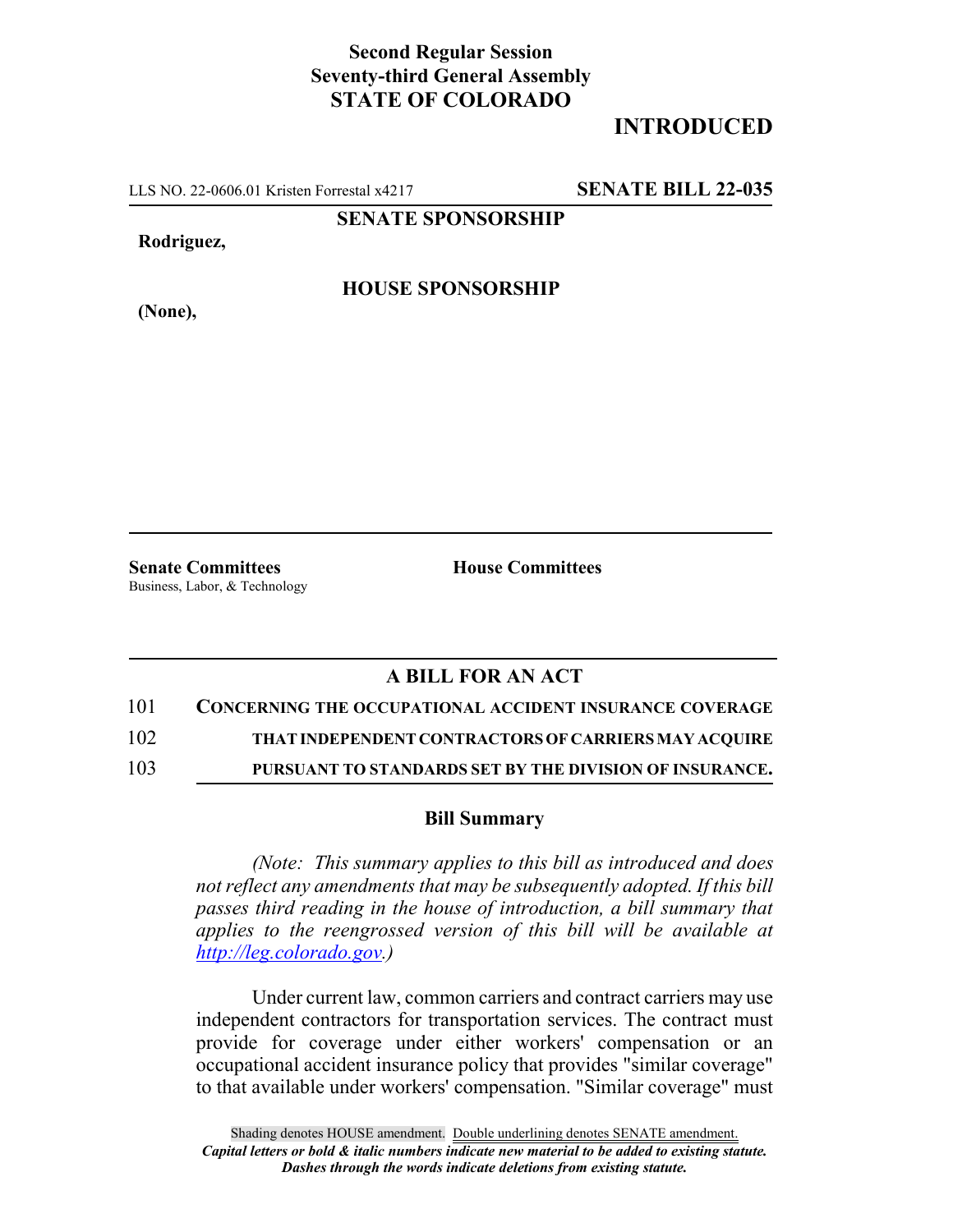**Second Regular Session**
**Seventy-third General Assembly**
**STATE OF COLORADO**

# INTRODUCED

LLS NO. 22-0606.01 Kristen Forrestal x4217 **SENATE BILL 22-035**

**SENATE SPONSORSHIP**

**Rodriguez,**

**HOUSE SPONSORSHIP**

**(None),**

**Senate Committees**
Business, Labor, & Technology

**House Committees**

## A BILL FOR AN ACT

101 **CONCERNING THE OCCUPATIONAL ACCIDENT INSURANCE COVERAGE**
102 **THAT INDEPENDENT CONTRACTORS OF CARRIERS MAY ACQUIRE**
103 **PURSUANT TO STANDARDS SET BY THE DIVISION OF INSURANCE.**

### Bill Summary

*(Note: This summary applies to this bill as introduced and does not reflect any amendments that may be subsequently adopted. If this bill passes third reading in the house of introduction, a bill summary that applies to the reengrossed version of this bill will be available at http://leg.colorado.gov.)*

Under current law, common carriers and contract carriers may use independent contractors for transportation services. The contract must provide for coverage under either workers' compensation or an occupational accident insurance policy that provides "similar coverage" to that available under workers' compensation. "Similar coverage" must

Shading denotes HOUSE amendment. Double underlining denotes SENATE amendment.
*Capital letters or bold & italic numbers indicate new material to be added to existing statute.*
*Dashes through the words indicate deletions from existing statute.*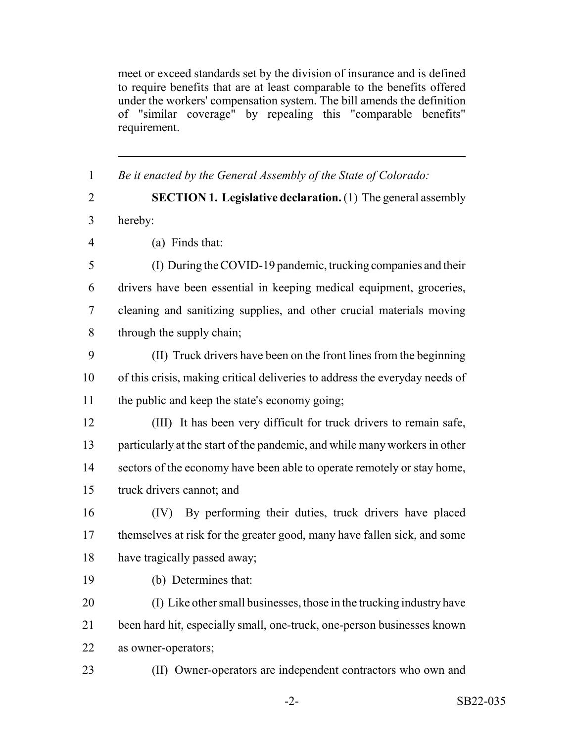meet or exceed standards set by the division of insurance and is defined to require benefits that are at least comparable to the benefits offered under the workers' compensation system. The bill amends the definition of "similar coverage" by repealing this "comparable benefits" requirement.

---

*Be it enacted by the General Assembly of the State of Colorado:*

**SECTION 1. Legislative declaration.** (1) The general assembly hereby:

(a) Finds that:

(I) During the COVID-19 pandemic, trucking companies and their drivers have been essential in keeping medical equipment, groceries, cleaning and sanitizing supplies, and other crucial materials moving through the supply chain;

(II) Truck drivers have been on the front lines from the beginning of this crisis, making critical deliveries to address the everyday needs of the public and keep the state's economy going;

(III) It has been very difficult for truck drivers to remain safe, particularly at the start of the pandemic, and while many workers in other sectors of the economy have been able to operate remotely or stay home, truck drivers cannot; and

(IV) By performing their duties, truck drivers have placed themselves at risk for the greater good, many have fallen sick, and some have tragically passed away;

(b) Determines that:

(I) Like other small businesses, those in the trucking industry have been hard hit, especially small, one-truck, one-person businesses known as owner-operators;

(II) Owner-operators are independent contractors who own and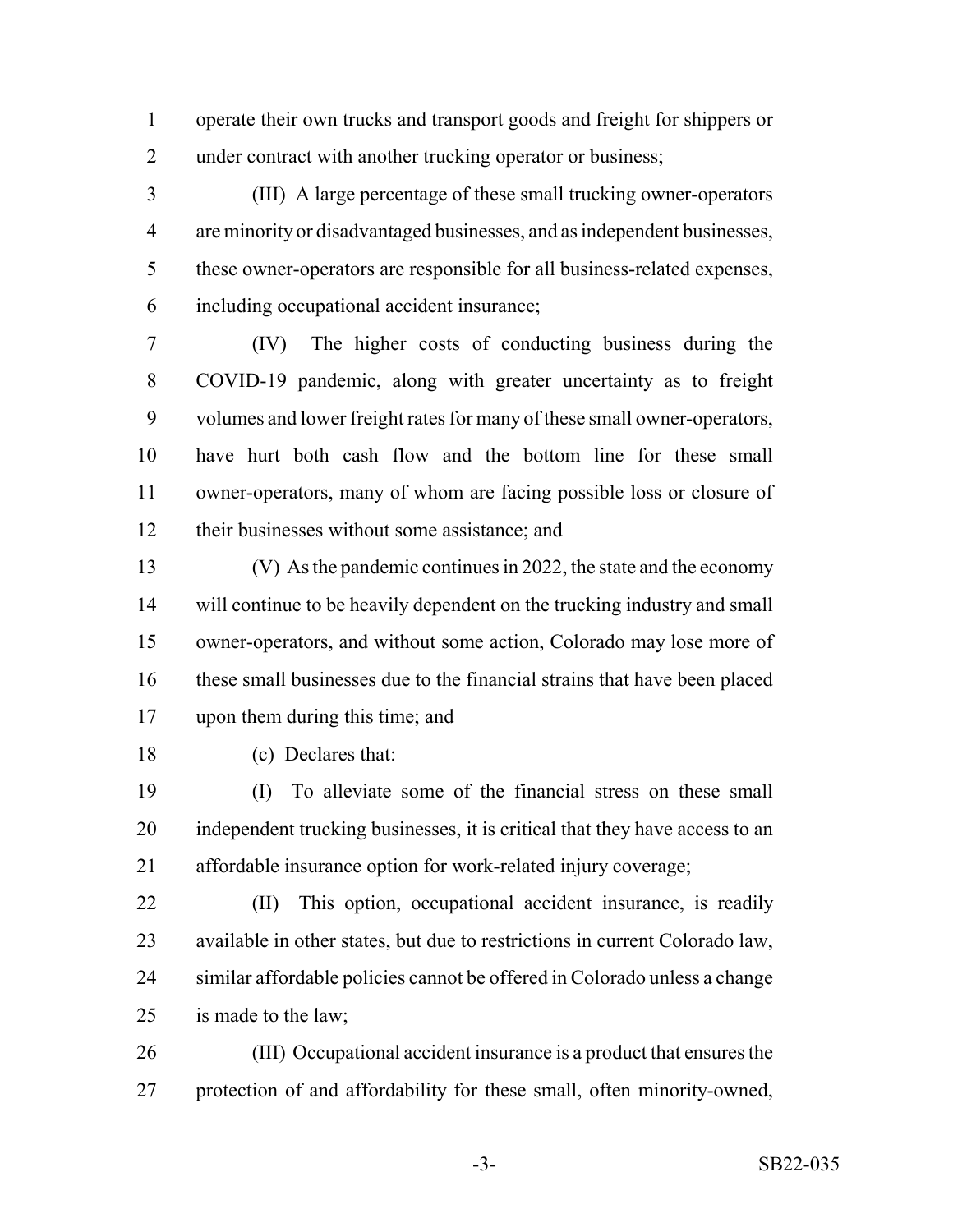operate their own trucks and transport goods and freight for shippers or under contract with another trucking operator or business;

(III) A large percentage of these small trucking owner-operators are minority or disadvantaged businesses, and as independent businesses, these owner-operators are responsible for all business-related expenses, including occupational accident insurance;

(IV) The higher costs of conducting business during the COVID-19 pandemic, along with greater uncertainty as to freight volumes and lower freight rates for many of these small owner-operators, have hurt both cash flow and the bottom line for these small owner-operators, many of whom are facing possible loss or closure of their businesses without some assistance; and

(V) As the pandemic continues in 2022, the state and the economy will continue to be heavily dependent on the trucking industry and small owner-operators, and without some action, Colorado may lose more of these small businesses due to the financial strains that have been placed upon them during this time; and

(c) Declares that:

(I) To alleviate some of the financial stress on these small independent trucking businesses, it is critical that they have access to an affordable insurance option for work-related injury coverage;

(II) This option, occupational accident insurance, is readily available in other states, but due to restrictions in current Colorado law, similar affordable policies cannot be offered in Colorado unless a change is made to the law;

(III) Occupational accident insurance is a product that ensures the protection of and affordability for these small, often minority-owned,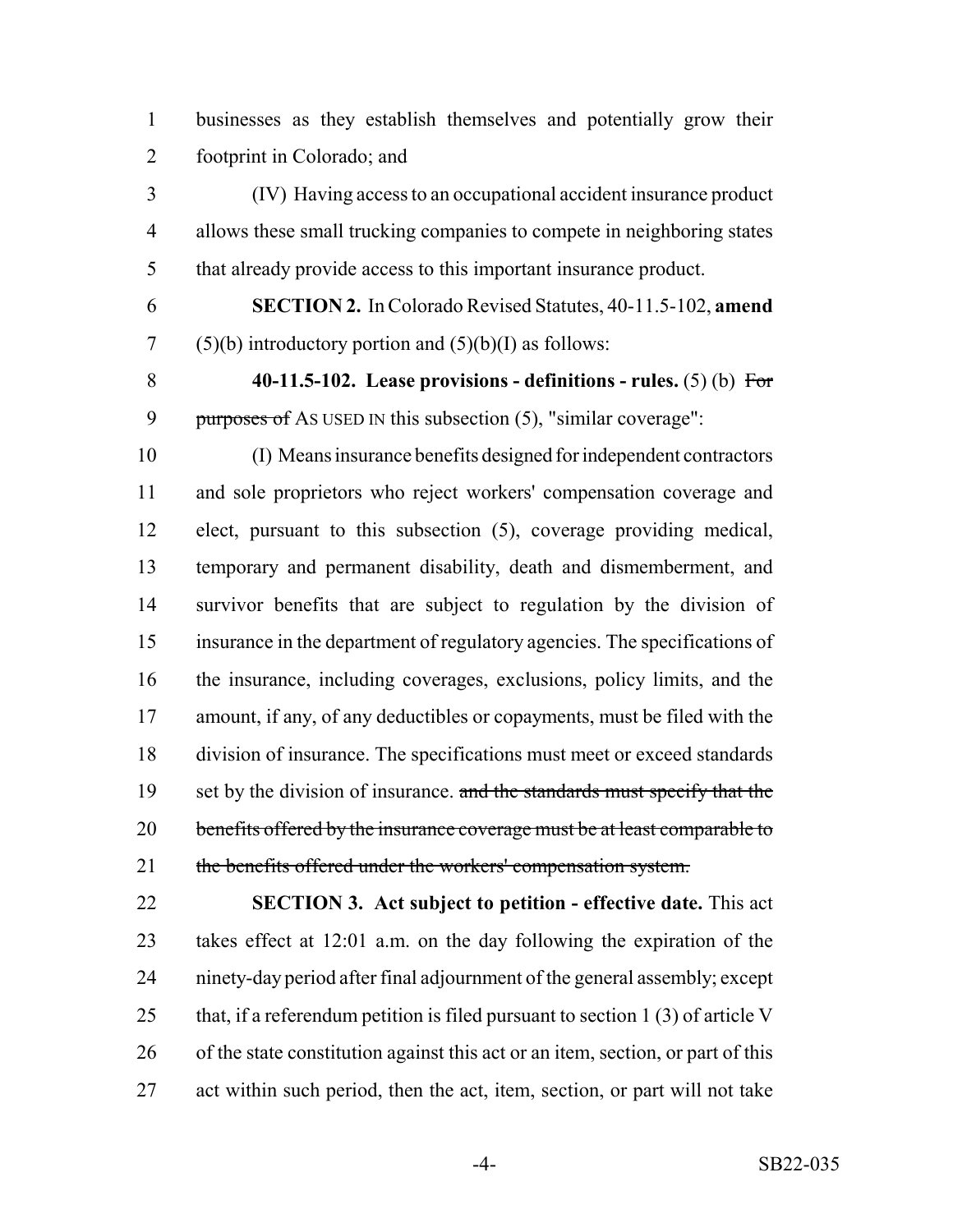businesses as they establish themselves and potentially grow their footprint in Colorado; and

(IV) Having access to an occupational accident insurance product allows these small trucking companies to compete in neighboring states that already provide access to this important insurance product.

**SECTION 2.** In Colorado Revised Statutes, 40-11.5-102, **amend** (5)(b) introductory portion and (5)(b)(I) as follows:

**40-11.5-102. Lease provisions - definitions - rules.** (5) (b) ~~For purposes of~~ AS USED IN this subsection (5), "similar coverage":

(I) Means insurance benefits designed for independent contractors and sole proprietors who reject workers' compensation coverage and elect, pursuant to this subsection (5), coverage providing medical, temporary and permanent disability, death and dismemberment, and survivor benefits that are subject to regulation by the division of insurance in the department of regulatory agencies. The specifications of the insurance, including coverages, exclusions, policy limits, and the amount, if any, of any deductibles or copayments, must be filed with the division of insurance. The specifications must meet or exceed standards set by the division of insurance. ~~and the standards must specify that the benefits offered by the insurance coverage must be at least comparable to the benefits offered under the workers' compensation system.~~

**SECTION 3. Act subject to petition - effective date.** This act takes effect at 12:01 a.m. on the day following the expiration of the ninety-day period after final adjournment of the general assembly; except that, if a referendum petition is filed pursuant to section 1 (3) of article V of the state constitution against this act or an item, section, or part of this act within such period, then the act, item, section, or part will not take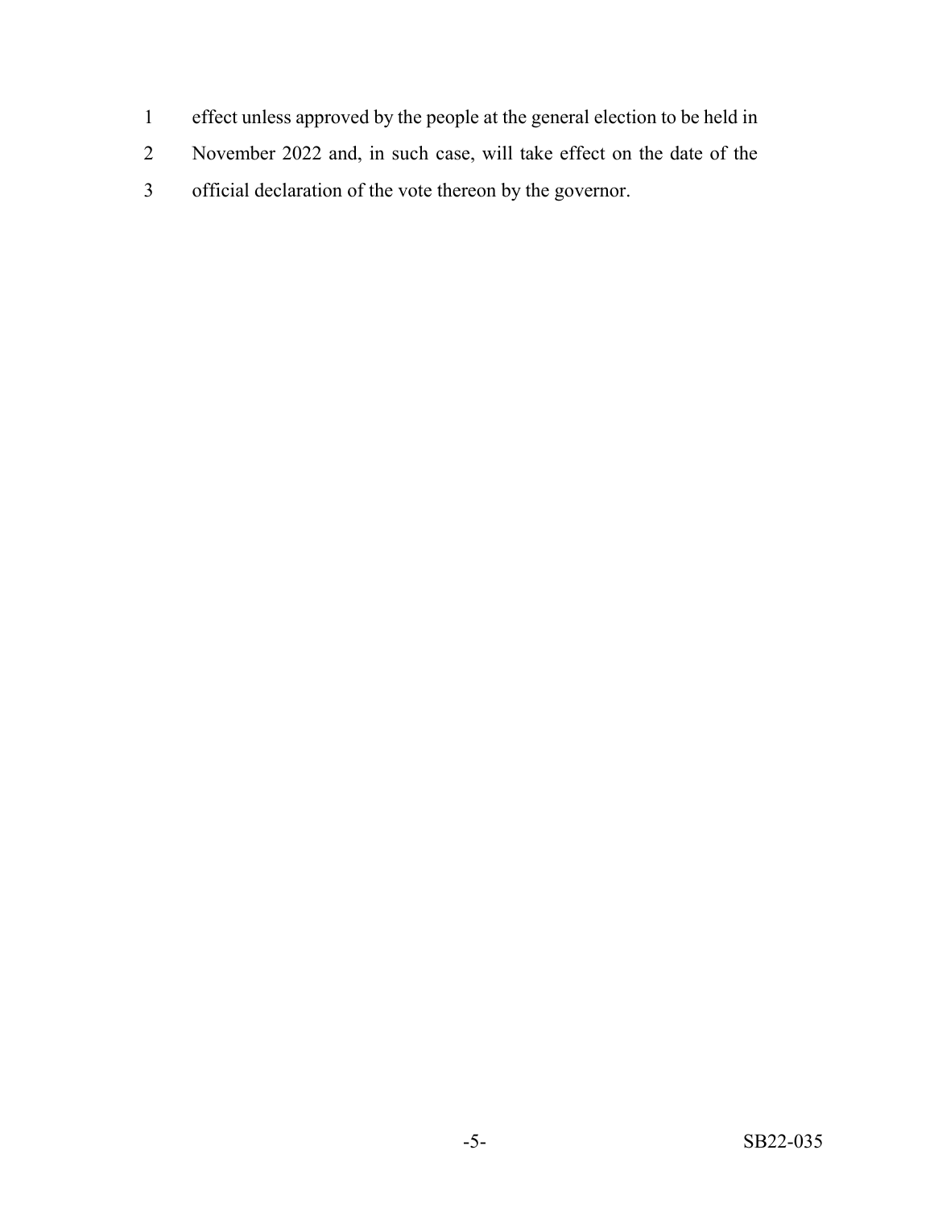effect unless approved by the people at the general election to be held in November 2022 and, in such case, will take effect on the date of the official declaration of the vote thereon by the governor.